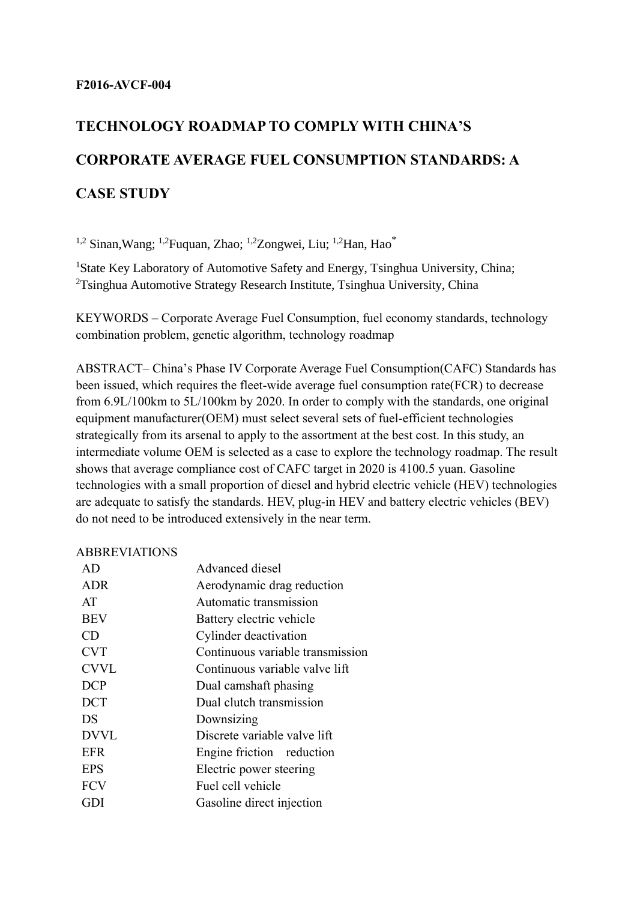**F2016-AVCF-004**

# TECHNOLOGY ROADMAP TO COMPLY WITH CHINA'S CORPORATE AVERAGE FUEL CONSUMPTION STANDARDS: A CASE STUDY

[1,2] Sinan,Wang; [1,2]Fuquan, Zhao; [1,2]Zongwei, Liu; [1,2]Han, Hao[*]

[1]State Key Laboratory of Automotive Safety and Energy, Tsinghua University, China;
[2]Tsinghua Automotive Strategy Research Institute, Tsinghua University, China

KEYWORDS – Corporate Average Fuel Consumption, fuel economy standards, technology combination problem, genetic algorithm, technology roadmap

ABSTRACT– China's Phase IV Corporate Average Fuel Consumption(CAFC) Standards has been issued, which requires the fleet-wide average fuel consumption rate(FCR) to decrease from 6.9L/100km to 5L/100km by 2020. In order to comply with the standards, one original equipment manufacturer(OEM) must select several sets of fuel-efficient technologies strategically from its arsenal to apply to the assortment at the best cost. In this study, an intermediate volume OEM is selected as a case to explore the technology roadmap. The result shows that average compliance cost of CAFC target in 2020 is 4100.5 yuan. Gasoline technologies with a small proportion of diesel and hybrid electric vehicle (HEV) technologies are adequate to satisfy the standards. HEV, plug-in HEV and battery electric vehicles (BEV) do not need to be introduced extensively in the near term.

ABBREVIATIONS

| | |
|---|---|
| AD | Advanced diesel |
| ADR | Aerodynamic drag reduction |
| AT | Automatic transmission |
| BEV | Battery electric vehicle |
| CD | Cylinder deactivation |
| CVT | Continuous variable transmission |
| CVVL | Continuous variable valve lift |
| DCP | Dual camshaft phasing |
| DCT | Dual clutch transmission |
| DS | Downsizing |
| DVVL | Discrete variable valve lift |
| EFR | Engine friction reduction |
| EPS | Electric power steering |
| FCV | Fuel cell vehicle |
| GDI | Gasoline direct injection |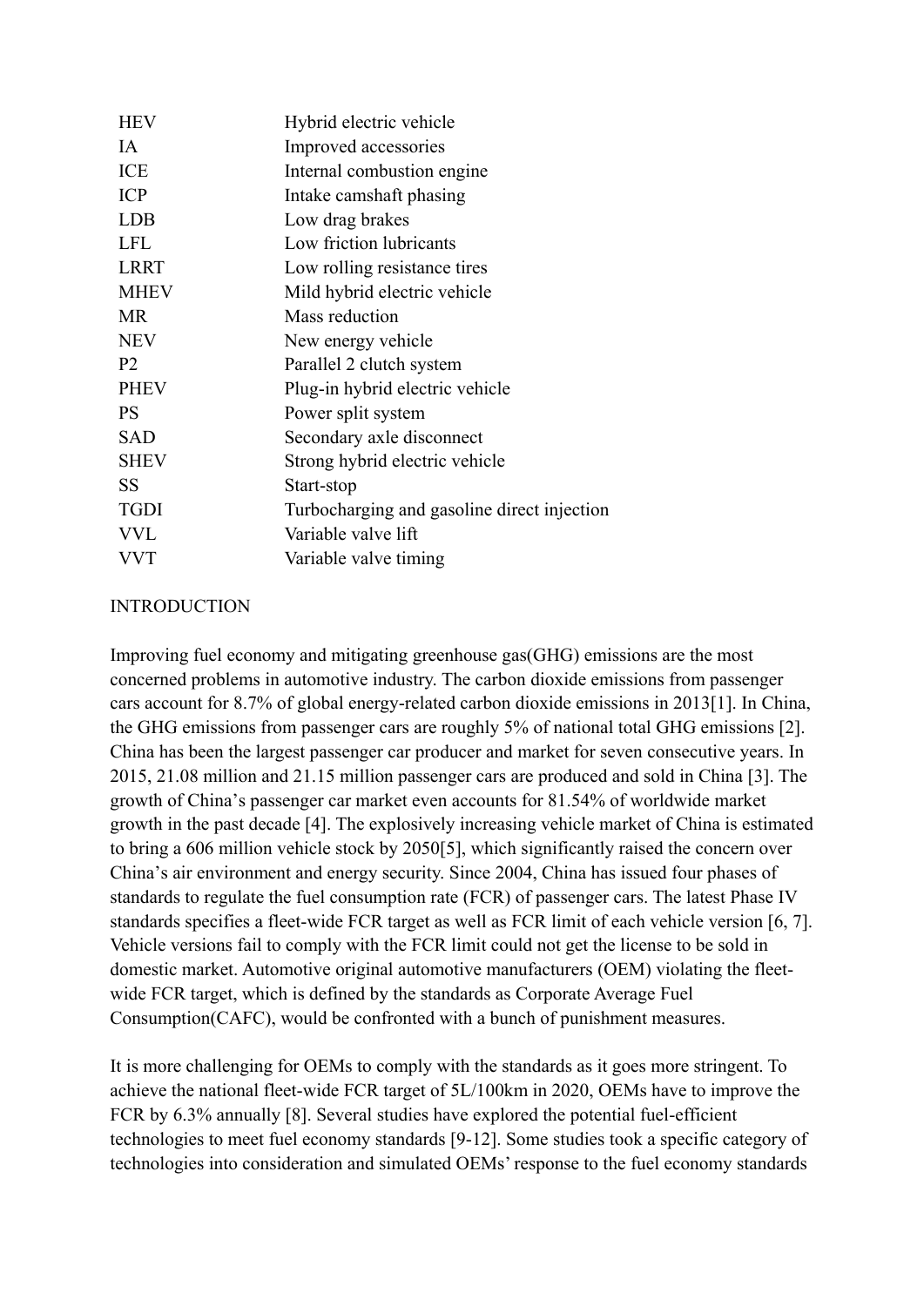| | |
|---|---|
| HEV | Hybrid electric vehicle |
| IA | Improved accessories |
| ICE | Internal combustion engine |
| ICP | Intake camshaft phasing |
| LDB | Low drag brakes |
| LFL | Low friction lubricants |
| LRRT | Low rolling resistance tires |
| MHEV | Mild hybrid electric vehicle |
| MR | Mass reduction |
| NEV | New energy vehicle |
| P2 | Parallel 2 clutch system |
| PHEV | Plug-in hybrid electric vehicle |
| PS | Power split system |
| SAD | Secondary axle disconnect |
| SHEV | Strong hybrid electric vehicle |
| SS | Start-stop |
| TGDI | Turbocharging and gasoline direct injection |
| VVL | Variable valve lift |
| VVT | Variable valve timing |

## INTRODUCTION

Improving fuel economy and mitigating greenhouse gas(GHG) emissions are the most concerned problems in automotive industry. The carbon dioxide emissions from passenger cars account for 8.7% of global energy-related carbon dioxide emissions in 2013[1]. In China, the GHG emissions from passenger cars are roughly 5% of national total GHG emissions [2]. China has been the largest passenger car producer and market for seven consecutive years. In 2015, 21.08 million and 21.15 million passenger cars are produced and sold in China [3]. The growth of China's passenger car market even accounts for 81.54% of worldwide market growth in the past decade [4]. The explosively increasing vehicle market of China is estimated to bring a 606 million vehicle stock by 2050[5], which significantly raised the concern over China's air environment and energy security. Since 2004, China has issued four phases of standards to regulate the fuel consumption rate (FCR) of passenger cars. The latest Phase IV standards specifies a fleet-wide FCR target as well as FCR limit of each vehicle version [6, 7]. Vehicle versions fail to comply with the FCR limit could not get the license to be sold in domestic market. Automotive original automotive manufacturers (OEM) violating the fleet-wide FCR target, which is defined by the standards as Corporate Average Fuel Consumption(CAFC), would be confronted with a bunch of punishment measures.

It is more challenging for OEMs to comply with the standards as it goes more stringent. To achieve the national fleet-wide FCR target of 5L/100km in 2020, OEMs have to improve the FCR by 6.3% annually [8]. Several studies have explored the potential fuel-efficient technologies to meet fuel economy standards [9-12]. Some studies took a specific category of technologies into consideration and simulated OEMs' response to the fuel economy standards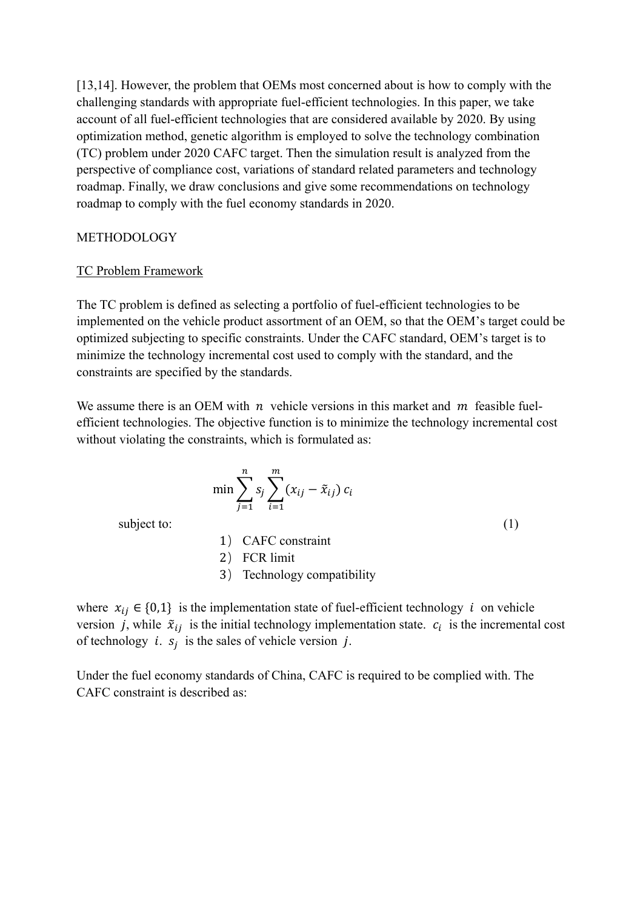[13,14]. However, the problem that OEMs most concerned about is how to comply with the challenging standards with appropriate fuel-efficient technologies. In this paper, we take account of all fuel-efficient technologies that are considered available by 2020. By using optimization method, genetic algorithm is employed to solve the technology combination (TC) problem under 2020 CAFC target. Then the simulation result is analyzed from the perspective of compliance cost, variations of standard related parameters and technology roadmap. Finally, we draw conclusions and give some recommendations on technology roadmap to comply with the fuel economy standards in 2020.

## METHODOLOGY

### TC Problem Framework

The TC problem is defined as selecting a portfolio of fuel-efficient technologies to be implemented on the vehicle product assortment of an OEM, so that the OEM's target could be optimized subjecting to specific constraints. Under the CAFC standard, OEM's target is to minimize the technology incremental cost used to comply with the standard, and the constraints are specified by the standards.

We assume there is an OEM with $n$ vehicle versions in this market and $m$ feasible fuel-efficient technologies. The objective function is to minimize the technology incremental cost without violating the constraints, which is formulated as:

$$\min \sum_{j=1}^{n} s_j \sum_{i=1}^{m} (x_{ij} - \tilde{x}_{ij})\, c_i \tag{1}$$

subject to:

1） CAFC constraint
2） FCR limit
3） Technology compatibility

where $x_{ij} \in \{0,1\}$ is the implementation state of fuel-efficient technology $i$ on vehicle version $j$, while $\tilde{x}_{ij}$ is the initial technology implementation state. $c_i$ is the incremental cost of technology $i$. $s_j$ is the sales of vehicle version $j$.

Under the fuel economy standards of China, CAFC is required to be complied with. The CAFC constraint is described as: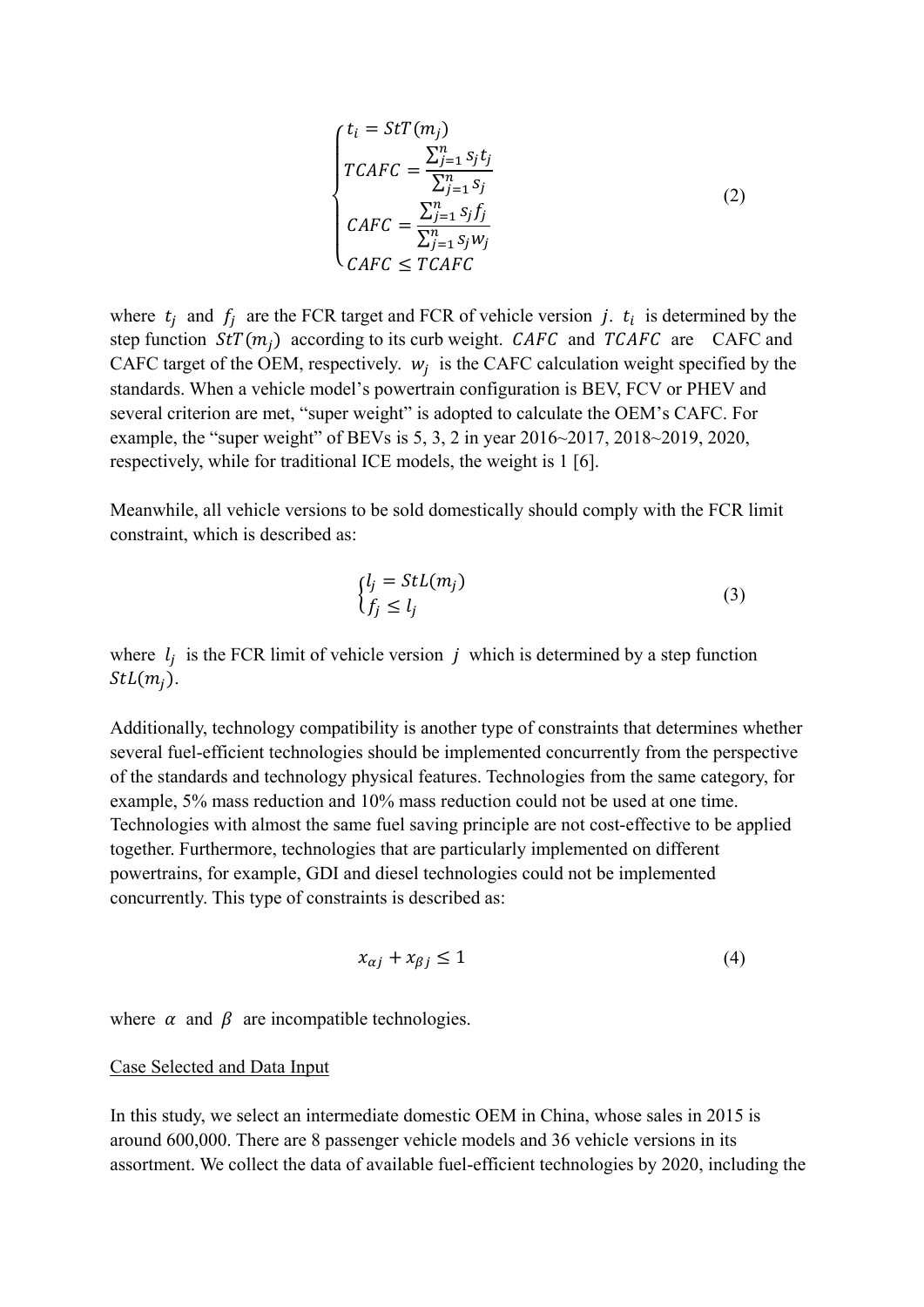$$\begin{cases} t_i = StT(m_j) \\ TCAFC = \dfrac{\sum_{j=1}^{n} s_j t_j}{\sum_{j=1}^{n} s_j} \\ CAFC = \dfrac{\sum_{j=1}^{n} s_j f_j}{\sum_{j=1}^{n} s_j w_j} \\ CAFC \leq TCAFC \end{cases} \tag{2}$$

where $t_j$ and $f_j$ are the FCR target and FCR of vehicle version $j$. $t_i$ is determined by the step function $StT(m_j)$ according to its curb weight. $CAFC$ and $TCAFC$ are CAFC and CAFC target of the OEM, respectively. $w_j$ is the CAFC calculation weight specified by the standards. When a vehicle model's powertrain configuration is BEV, FCV or PHEV and several criterion are met, "super weight" is adopted to calculate the OEM's CAFC. For example, the "super weight" of BEVs is 5, 3, 2 in year 2016~2017, 2018~2019, 2020, respectively, while for traditional ICE models, the weight is 1 [6].

Meanwhile, all vehicle versions to be sold domestically should comply with the FCR limit constraint, which is described as:

$$\begin{cases} l_j = StL(m_j) \\ f_j \leq l_j \end{cases} \tag{3}$$

where $l_j$ is the FCR limit of vehicle version $j$ which is determined by a step function $StL(m_j)$.

Additionally, technology compatibility is another type of constraints that determines whether several fuel-efficient technologies should be implemented concurrently from the perspective of the standards and technology physical features. Technologies from the same category, for example, 5% mass reduction and 10% mass reduction could not be used at one time. Technologies with almost the same fuel saving principle are not cost-effective to be applied together. Furthermore, technologies that are particularly implemented on different powertrains, for example, GDI and diesel technologies could not be implemented concurrently. This type of constraints is described as:

$$x_{\alpha j} + x_{\beta j} \leq 1 \tag{4}$$

where $\alpha$ and $\beta$ are incompatible technologies.

Case Selected and Data Input

In this study, we select an intermediate domestic OEM in China, whose sales in 2015 is around 600,000. There are 8 passenger vehicle models and 36 vehicle versions in its assortment. We collect the data of available fuel-efficient technologies by 2020, including the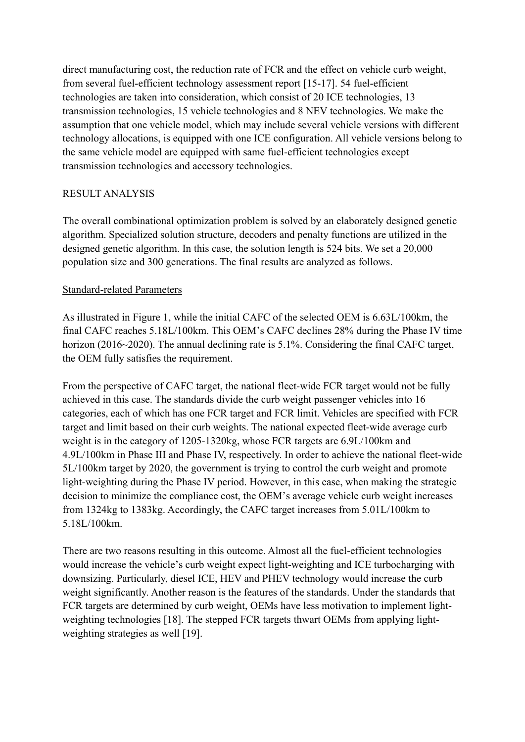direct manufacturing cost, the reduction rate of FCR and the effect on vehicle curb weight, from several fuel-efficient technology assessment report [15-17]. 54 fuel-efficient technologies are taken into consideration, which consist of 20 ICE technologies, 13 transmission technologies, 15 vehicle technologies and 8 NEV technologies. We make the assumption that one vehicle model, which may include several vehicle versions with different technology allocations, is equipped with one ICE configuration. All vehicle versions belong to the same vehicle model are equipped with same fuel-efficient technologies except transmission technologies and accessory technologies.

## RESULT ANALYSIS

The overall combinational optimization problem is solved by an elaborately designed genetic algorithm. Specialized solution structure, decoders and penalty functions are utilized in the designed genetic algorithm. In this case, the solution length is 524 bits. We set a 20,000 population size and 300 generations. The final results are analyzed as follows.

### Standard-related Parameters

As illustrated in Figure 1, while the initial CAFC of the selected OEM is 6.63L/100km, the final CAFC reaches 5.18L/100km. This OEM's CAFC declines 28% during the Phase IV time horizon (2016~2020). The annual declining rate is 5.1%. Considering the final CAFC target, the OEM fully satisfies the requirement.

From the perspective of CAFC target, the national fleet-wide FCR target would not be fully achieved in this case. The standards divide the curb weight passenger vehicles into 16 categories, each of which has one FCR target and FCR limit. Vehicles are specified with FCR target and limit based on their curb weights. The national expected fleet-wide average curb weight is in the category of 1205-1320kg, whose FCR targets are 6.9L/100km and 4.9L/100km in Phase III and Phase IV, respectively. In order to achieve the national fleet-wide 5L/100km target by 2020, the government is trying to control the curb weight and promote light-weighting during the Phase IV period. However, in this case, when making the strategic decision to minimize the compliance cost, the OEM's average vehicle curb weight increases from 1324kg to 1383kg. Accordingly, the CAFC target increases from 5.01L/100km to 5.18L/100km.

There are two reasons resulting in this outcome. Almost all the fuel-efficient technologies would increase the vehicle's curb weight expect light-weighting and ICE turbocharging with downsizing. Particularly, diesel ICE, HEV and PHEV technology would increase the curb weight significantly. Another reason is the features of the standards. Under the standards that FCR targets are determined by curb weight, OEMs have less motivation to implement light-weighting technologies [18]. The stepped FCR targets thwart OEMs from applying light-weighting strategies as well [19].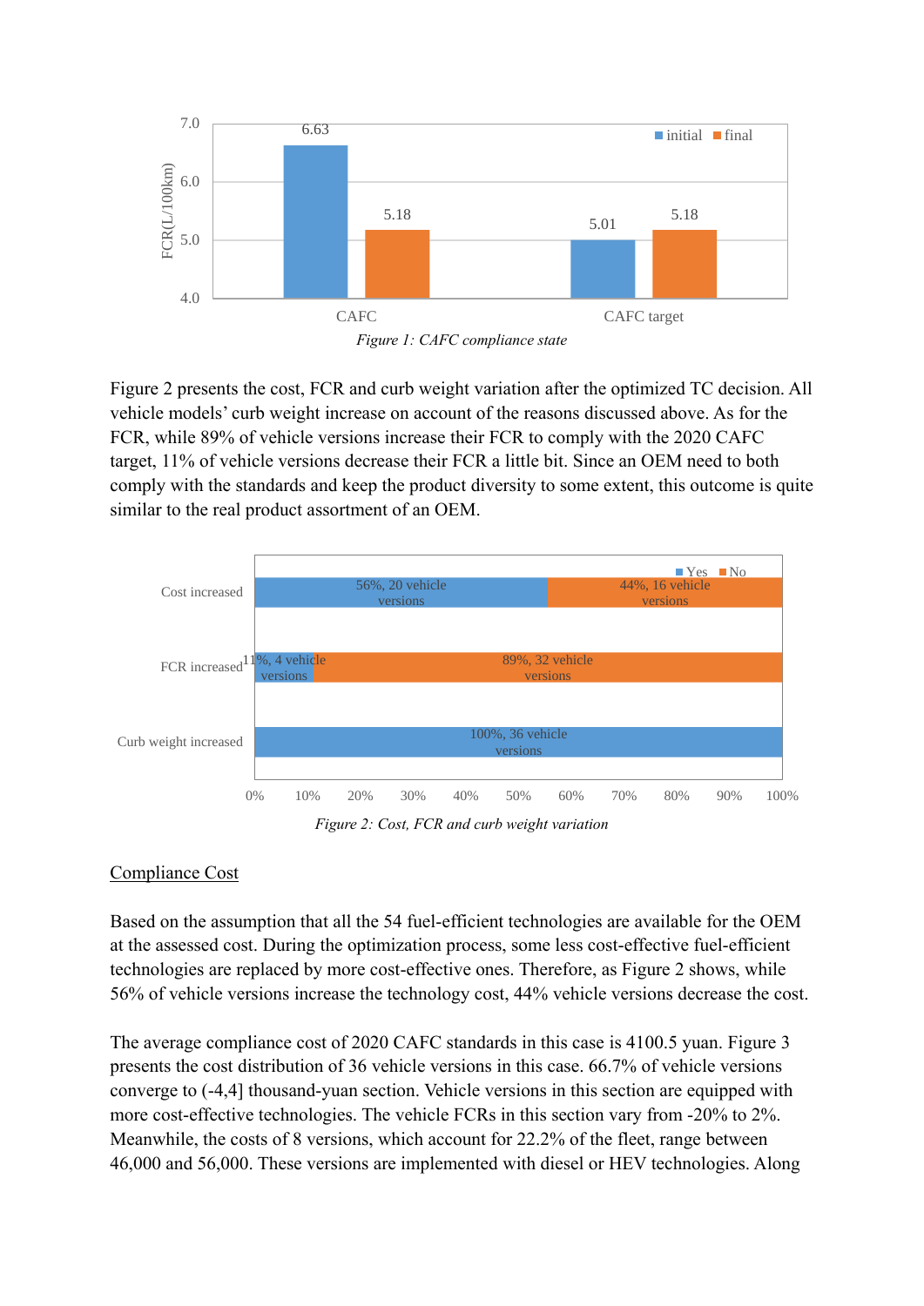*Figure 1: CAFC compliance state*

Figure 2 presents the cost, FCR and curb weight variation after the optimized TC decision. All vehicle models' curb weight increase on account of the reasons discussed above. As for the FCR, while 89% of vehicle versions increase their FCR to comply with the 2020 CAFC target, 11% of vehicle versions decrease their FCR a little bit. Since an OEM need to both comply with the standards and keep the product diversity to some extent, this outcome is quite similar to the real product assortment of an OEM.

*Figure 2: Cost, FCR and curb weight variation*

<u>Compliance Cost</u>

Based on the assumption that all the 54 fuel-efficient technologies are available for the OEM at the assessed cost. During the optimization process, some less cost-effective fuel-efficient technologies are replaced by more cost-effective ones. Therefore, as Figure 2 shows, while 56% of vehicle versions increase the technology cost, 44% vehicle versions decrease the cost.

The average compliance cost of 2020 CAFC standards in this case is 4100.5 yuan. Figure 3 presents the cost distribution of 36 vehicle versions in this case. 66.7% of vehicle versions converge to (-4,4] thousand-yuan section. Vehicle versions in this section are equipped with more cost-effective technologies. The vehicle FCRs in this section vary from -20% to 2%. Meanwhile, the costs of 8 versions, which account for 22.2% of the fleet, range between 46,000 and 56,000. These versions are implemented with diesel or HEV technologies. Along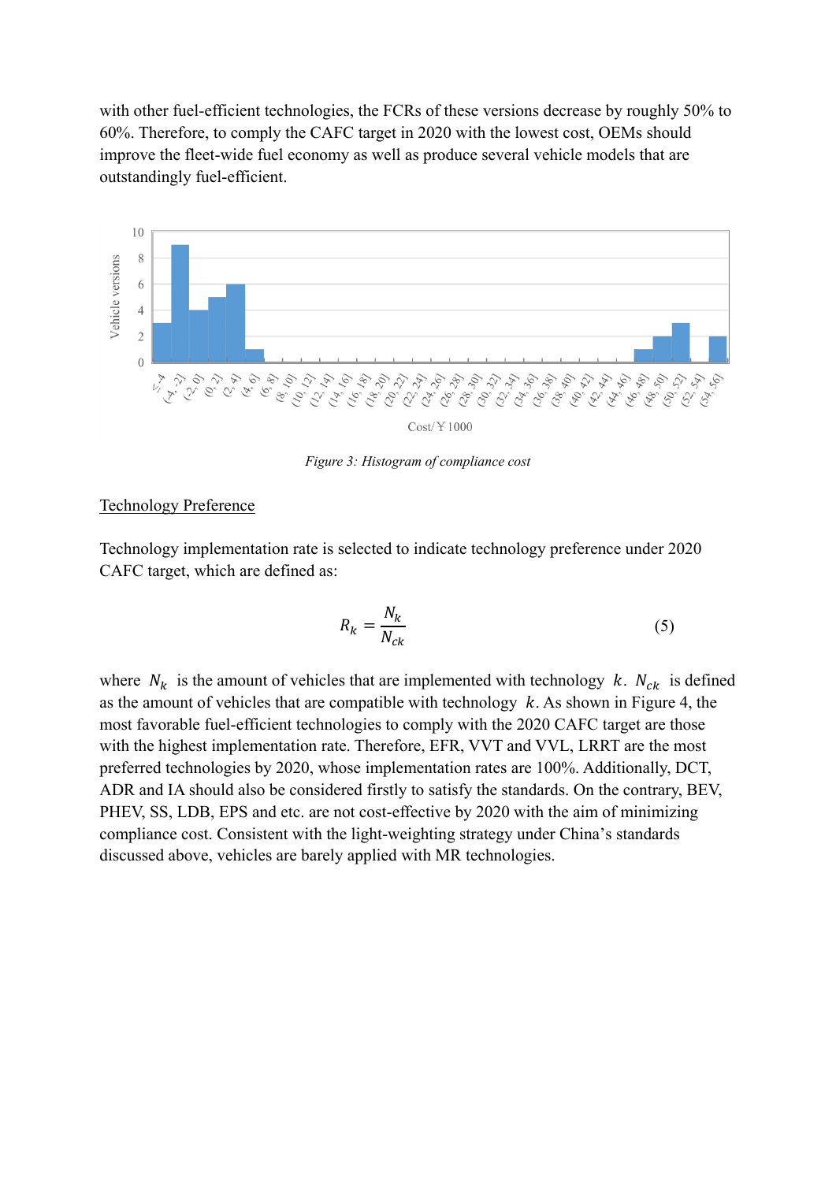with other fuel-efficient technologies, the FCRs of these versions decrease by roughly 50% to 60%. Therefore, to comply the CAFC target in 2020 with the lowest cost, OEMs should improve the fleet-wide fuel economy as well as produce several vehicle models that are outstandingly fuel-efficient.

*Figure 3: Histogram of compliance cost*

<u>Technology Preference</u>

Technology implementation rate is selected to indicate technology preference under 2020 CAFC target, which are defined as:

$$R_k = \frac{N_k}{N_{ck}} \tag{5}$$

where $N_k$ is the amount of vehicles that are implemented with technology $k$. $N_{ck}$ is defined as the amount of vehicles that are compatible with technology $k$. As shown in Figure 4, the most favorable fuel-efficient technologies to comply with the 2020 CAFC target are those with the highest implementation rate. Therefore, EFR, VVT and VVL, LRRT are the most preferred technologies by 2020, whose implementation rates are 100%. Additionally, DCT, ADR and IA should also be considered firstly to satisfy the standards. On the contrary, BEV, PHEV, SS, LDB, EPS and etc. are not cost-effective by 2020 with the aim of minimizing compliance cost. Consistent with the light-weighting strategy under China's standards discussed above, vehicles are barely applied with MR technologies.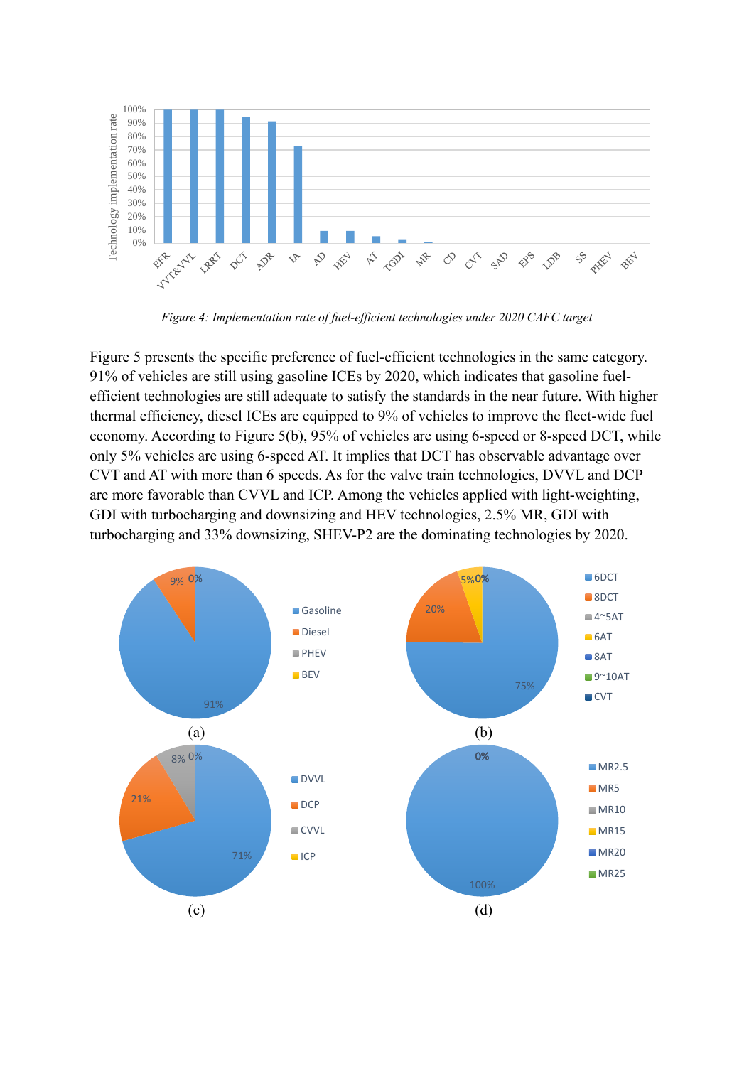*Figure 4: Implementation rate of fuel-efficient technologies under 2020 CAFC target*

Figure 5 presents the specific preference of fuel-efficient technologies in the same category. 91% of vehicles are still using gasoline ICEs by 2020, which indicates that gasoline fuel-efficient technologies are still adequate to satisfy the standards in the near future. With higher thermal efficiency, diesel ICEs are equipped to 9% of vehicles to improve the fleet-wide fuel economy. According to Figure 5(b), 95% of vehicles are using 6-speed or 8-speed DCT, while only 5% vehicles are using 6-speed AT. It implies that DCT has observable advantage over CVT and AT with more than 6 speeds. As for the valve train technologies, DVVL and DCP are more favorable than CVVL and ICP. Among the vehicles applied with light-weighting, GDI with turbocharging and downsizing and HEV technologies, 2.5% MR, GDI with turbocharging and 33% downsizing, SHEV-P2 are the dominating technologies by 2020.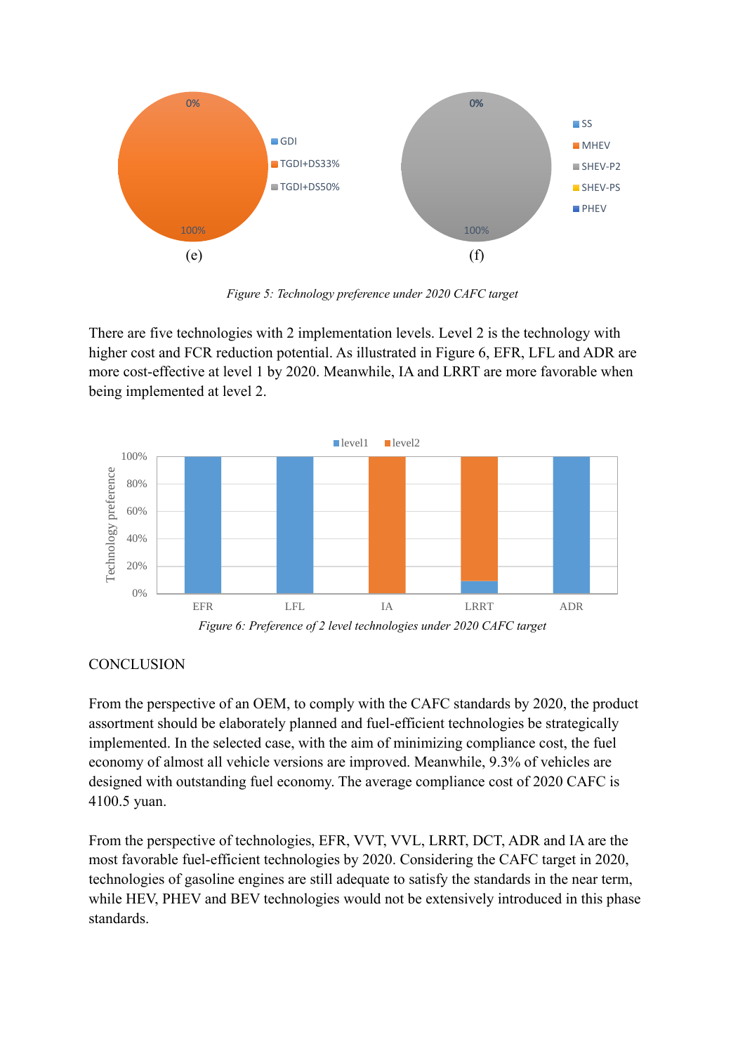(e) (f)

*Figure 5: Technology preference under 2020 CAFC target*

There are five technologies with 2 implementation levels. Level 2 is the technology with higher cost and FCR reduction potential. As illustrated in Figure 6, EFR, LFL and ADR are more cost-effective at level 1 by 2020. Meanwhile, IA and LRRT are more favorable when being implemented at level 2.

*Figure 6: Preference of 2 level technologies under 2020 CAFC target*

CONCLUSION

From the perspective of an OEM, to comply with the CAFC standards by 2020, the product assortment should be elaborately planned and fuel-efficient technologies be strategically implemented. In the selected case, with the aim of minimizing compliance cost, the fuel economy of almost all vehicle versions are improved. Meanwhile, 9.3% of vehicles are designed with outstanding fuel economy. The average compliance cost of 2020 CAFC is 4100.5 yuan.

From the perspective of technologies, EFR, VVT, VVL, LRRT, DCT, ADR and IA are the most favorable fuel-efficient technologies by 2020. Considering the CAFC target in 2020, technologies of gasoline engines are still adequate to satisfy the standards in the near term, while HEV, PHEV and BEV technologies would not be extensively introduced in this phase standards.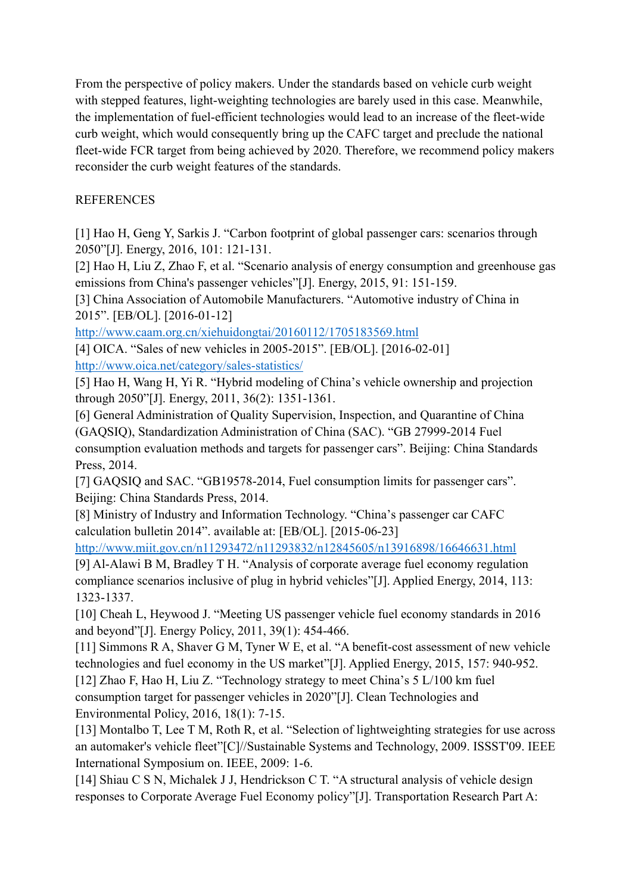From the perspective of policy makers. Under the standards based on vehicle curb weight with stepped features, light-weighting technologies are barely used in this case. Meanwhile, the implementation of fuel-efficient technologies would lead to an increase of the fleet-wide curb weight, which would consequently bring up the CAFC target and preclude the national fleet-wide FCR target from being achieved by 2020. Therefore, we recommend policy makers reconsider the curb weight features of the standards.

## REFERENCES

[1] Hao H, Geng Y, Sarkis J. "Carbon footprint of global passenger cars: scenarios through 2050"[J]. Energy, 2016, 101: 121-131.
[2] Hao H, Liu Z, Zhao F, et al. "Scenario analysis of energy consumption and greenhouse gas emissions from China's passenger vehicles"[J]. Energy, 2015, 91: 151-159.
[3] China Association of Automobile Manufacturers. "Automotive industry of China in 2015". [EB/OL]. [2016-01-12]
http://www.caam.org.cn/xiehuidongtai/20160112/1705183569.html
[4] OICA. "Sales of new vehicles in 2005-2015". [EB/OL]. [2016-02-01]
http://www.oica.net/category/sales-statistics/
[5] Hao H, Wang H, Yi R. "Hybrid modeling of China's vehicle ownership and projection through 2050"[J]. Energy, 2011, 36(2): 1351-1361.
[6] General Administration of Quality Supervision, Inspection, and Quarantine of China (GAQSIQ), Standardization Administration of China (SAC). "GB 27999-2014 Fuel consumption evaluation methods and targets for passenger cars". Beijing: China Standards Press, 2014.
[7] GAQSIQ and SAC. "GB19578-2014, Fuel consumption limits for passenger cars". Beijing: China Standards Press, 2014.
[8] Ministry of Industry and Information Technology. "China's passenger car CAFC calculation bulletin 2014". available at: [EB/OL]. [2015-06-23]
http://www.miit.gov.cn/n11293472/n11293832/n12845605/n13916898/16646631.html
[9] Al-Alawi B M, Bradley T H. "Analysis of corporate average fuel economy regulation compliance scenarios inclusive of plug in hybrid vehicles"[J]. Applied Energy, 2014, 113: 1323-1337.
[10] Cheah L, Heywood J. "Meeting US passenger vehicle fuel economy standards in 2016 and beyond"[J]. Energy Policy, 2011, 39(1): 454-466.
[11] Simmons R A, Shaver G M, Tyner W E, et al. "A benefit-cost assessment of new vehicle technologies and fuel economy in the US market"[J]. Applied Energy, 2015, 157: 940-952.
[12] Zhao F, Hao H, Liu Z. "Technology strategy to meet China's 5 L/100 km fuel consumption target for passenger vehicles in 2020"[J]. Clean Technologies and Environmental Policy, 2016, 18(1): 7-15.
[13] Montalbo T, Lee T M, Roth R, et al. "Selection of lightweighting strategies for use across an automaker's vehicle fleet"[C]//Sustainable Systems and Technology, 2009. ISSST'09. IEEE International Symposium on. IEEE, 2009: 1-6.
[14] Shiau C S N, Michalek J J, Hendrickson C T. "A structural analysis of vehicle design responses to Corporate Average Fuel Economy policy"[J]. Transportation Research Part A: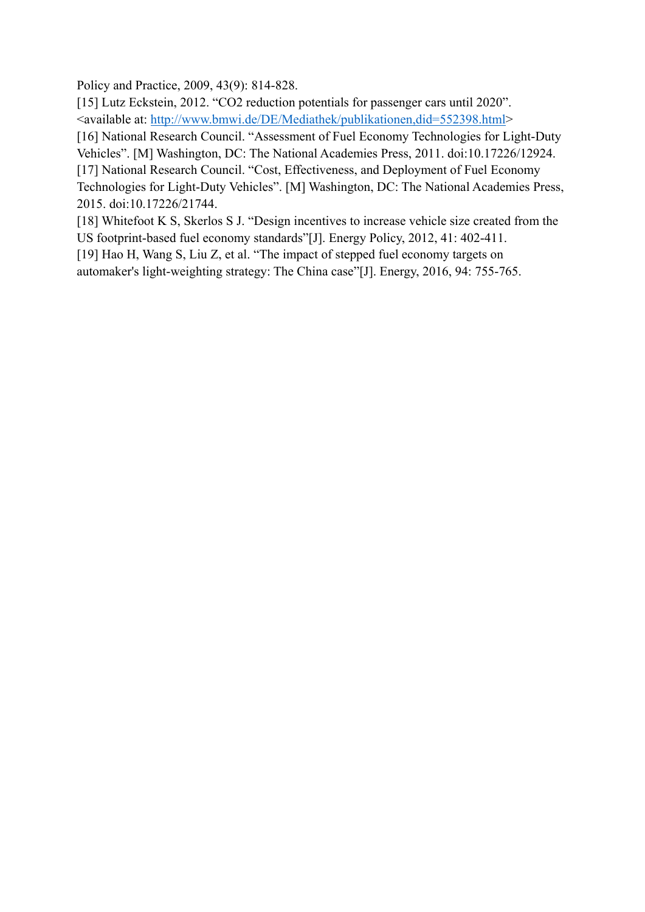Policy and Practice, 2009, 43(9): 814-828.

[15] Lutz Eckstein, 2012. “CO2 reduction potentials for passenger cars until 2020”. <available at: http://www.bmwi.de/DE/Mediathek/publikationen,did=552398.html>

[16] National Research Council. “Assessment of Fuel Economy Technologies for Light-Duty Vehicles”. [M] Washington, DC: The National Academies Press, 2011. doi:10.17226/12924.

[17] National Research Council. “Cost, Effectiveness, and Deployment of Fuel Economy Technologies for Light-Duty Vehicles”. [M] Washington, DC: The National Academies Press, 2015. doi:10.17226/21744.

[18] Whitefoot K S, Skerlos S J. “Design incentives to increase vehicle size created from the US footprint-based fuel economy standards”[J]. Energy Policy, 2012, 41: 402-411.

[19] Hao H, Wang S, Liu Z, et al. “The impact of stepped fuel economy targets on automaker's light-weighting strategy: The China case”[J]. Energy, 2016, 94: 755-765.